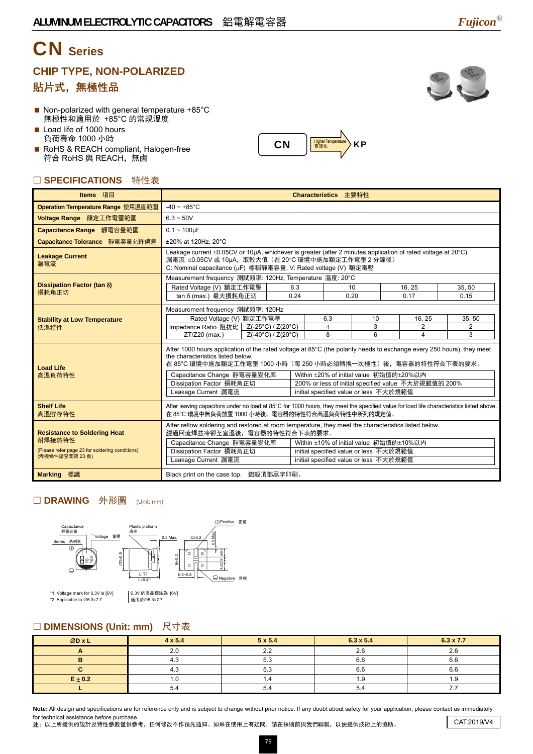# CN Series

## CHIP TYPE, NON-POLARIZED
## 貼片式，無極性品

- Non-polarized with general temperature +85°C
  無極性和適用於 +85°C 的常規溫度
- Load life of 1000 hours
  負荷壽命 1000 小時
- RoHS & REACH compliant, Halogen-free
  符合 RoHS 與 REACH，無鹵

CN → Higher Temperature 高溫化 → KP

## ☐ SPECIFICATIONS 特性表

| Items 項目 | Characteristics 主要特性 |
|---|---|
| Operation Temperature Range 使用溫度範圍 | -40 ~ +85°C |
| Voltage Range 額定工作電壓範圍 | 6.3 ~ 50V |
| Capacitance Range 靜電容量範圍 | 0.1 ~ 100μF |
| Capacitance Tolerance 靜電容量允許偏差 | ±20% at 120Hz, 20°C |
| Leakage Current 漏電流 | Leakage current ≤0.05CV or 10μA, whichever is greater (after 2 minutes application of rated voltage at 20°C)<br>漏電流 ≤0.05CV 或 10μA，取較大值（在 20°C 環境中施加額定工作電壓 2 分鐘後）<br>C: Nominal capacitance (μF) 標稱靜電容量, V: Rated voltage (V) 額定電壓 |
| Dissipation Factor (tan δ) 損耗角正切 | Measurement frequency 測試頻率: 120Hz, Temperature 溫度: 20°C<br>Rated Voltage (V) 額定工作電壓: 6.3 / 10 / 16, 25 / 35, 50<br>tan δ (max.) 最大損耗角正切: 0.24 / 0.20 / 0.17 / 0.15 |
| Stability at Low Temperature 低溫特性 | Measurement frequency 測試頻率: 120Hz<br>Rated Voltage (V) 額定工作電壓: 6.3 / 10 / 16, 25 / 35, 50<br>Impedance Ratio 阻抗比 ZT/Z20 (max.) Z(-25°C) / Z(20°C): 4 / 3 / 2 / 2<br>Z(-40°C) / Z(20°C): 8 / 6 / 4 / 3 |
| Load Life 高溫負荷特性 | After 1000 hours application of the rated voltage at 85°C (the polarity needs to exchange every 250 hours), they meet the characteristics listed below.<br>在 85°C 環境中施加額定工作電壓 1000 小時（每 250 小時必須轉換一次極性）後，電容器的特性符合下表的要求。<br>Capacitance Change 靜電容量變化率: Within ±20% of initial value 初始值的±20%以內<br>Dissipation Factor 損耗角正切: 200% or less of initial specified value 不大於規範值的 200%<br>Leakage Current 漏電流: initial specified value or less 不大於規範值 |
| Shelf Life 高溫貯存特性 | After leaving capacitors under no load at 85°C for 1000 hours, they meet the specified value for load life characteristics listed above.<br>在 85°C 環境中無負荷放置 1000 小時後，電容器的特性符合高溫負荷特性中所列的規定值。 |
| Resistance to Soldering Heat 耐焊接熱特性<br>(Please refer page 23 for soldering conditions)<br>(焊接條件請查閱第 23 頁) | After reflow soldering and restored at room temperature, they meet the characteristics listed below.<br>經過回流焊並冷卻至室溫後，電容器的特性符合下表的要求。<br>Capacitance Change 靜電容量變化率: Within ±10% of initial value 初始值的±10%以內<br>Dissipation Factor 損耗角正切: initial specified value or less 不大於規範值<br>Leakage Current 漏電流: initial specified value or less 不大於規範值 |
| Marking 標識 | Black print on the case top. 鋁殼頂部黑字印刷。 |

## ☐ DRAWING 外形圖 (Unit: mm)

Capacitance 靜電容量, Voltage 電壓*1, Series 系列名, Plastic platform 底座, 0.3 Max., C±0.2, ⊕Positive 正極, ⊖Negative 負極, ØD±0.5, L, L±0.4*2, B±0.2, 0.5~0.8, 0.5 Max., A±0.2, E

*1. Voltage mark for 6.3V is [6V] | 6.3V 的產品標識為 [6V]
*2. Applicable to Ø6.3×7.7 | 適用於Ø6.3×7.7

## ☐ DIMENSIONS (Unit: mm) 尺寸表

| ØD x L | 4 x 5.4 | 5 x 5.4 | 6.3 x 5.4 | 6.3 x 7.7 |
|---|---|---|---|---|
| A | 2.0 | 2.2 | 2.6 | 2.6 |
| B | 4.3 | 5.3 | 6.6 | 6.6 |
| C | 4.3 | 5.3 | 6.6 | 6.6 |
| E ± 0.2 | 1.0 | 1.4 | 1.9 | 1.9 |
| L | 5.4 | 5.4 | 5.4 | 7.7 |

**Note:** All design and specifications are for reference only and is subject to change without prior notice. If any doubt about safety for your application, please contact us immediately for technical assistance before purchase.
**注**：以上所提供的設計及特性參數僅供參考，任何修改不作預先通知。如果在使用上有疑問，請在採購前與我們聯繫，以便提供技術上的協助。

CAT.2019/V4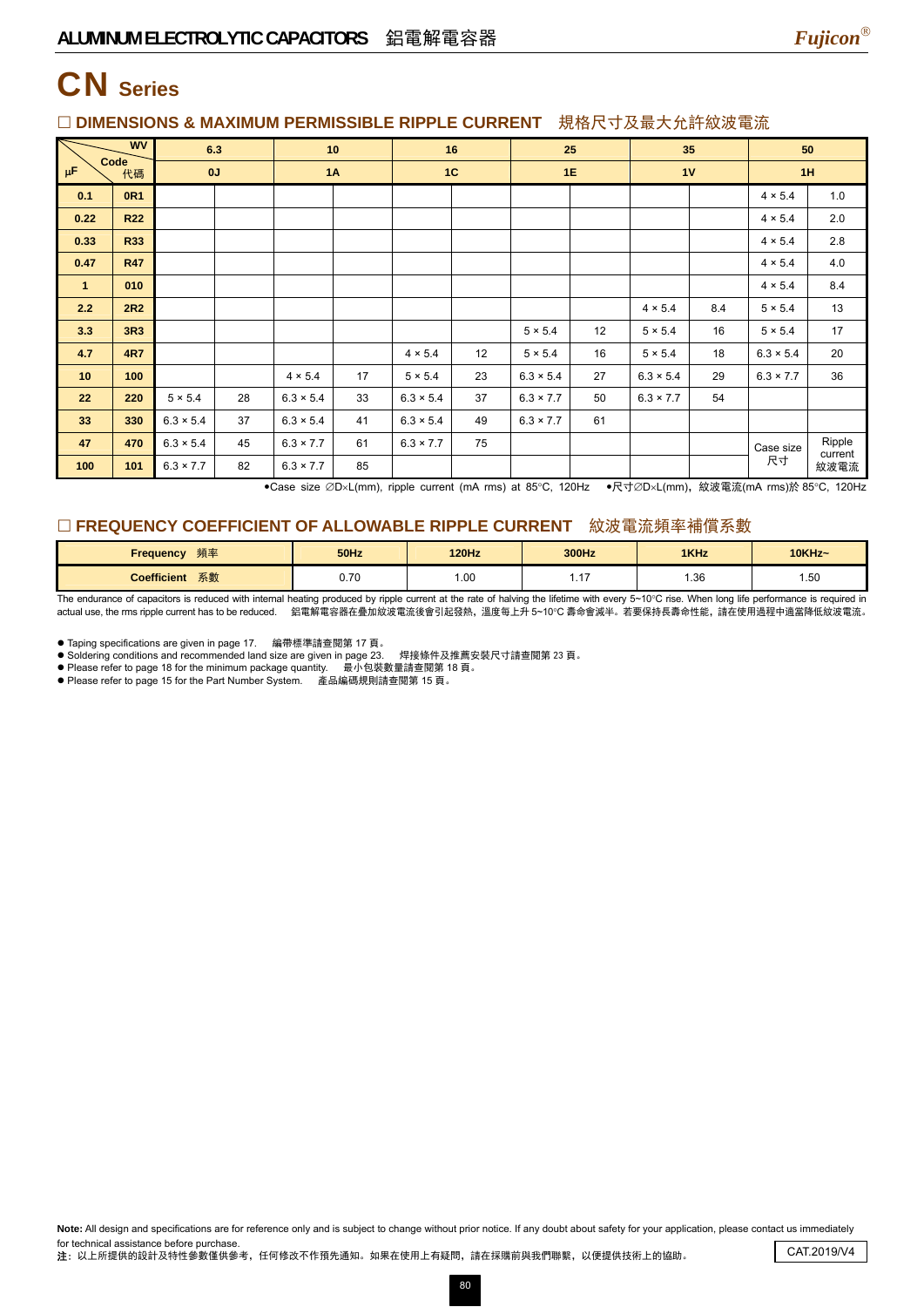# CN Series

## □ DIMENSIONS & MAXIMUM PERMISSIBLE RIPPLE CURRENT 規格尺寸及最大允許紋波電流

| μF | Code 代碼 | 6.3 | | 10 | | 16 | | 25 | | 35 | | 50 | |
|---|---|---|---|---|---|---|---|---|---|---|---|---|---|
| | | 0J | | 1A | | 1C | | 1E | | 1V | | 1H | |
| 0.1 | 0R1 | | | | | | | | | | | 4 × 5.4 | 1.0 |
| 0.22 | R22 | | | | | | | | | | | 4 × 5.4 | 2.0 |
| 0.33 | R33 | | | | | | | | | | | 4 × 5.4 | 2.8 |
| 0.47 | R47 | | | | | | | | | | | 4 × 5.4 | 4.0 |
| 1 | 010 | | | | | | | | | | | 4 × 5.4 | 8.4 |
| 2.2 | 2R2 | | | | | | | | | 4 × 5.4 | 8.4 | 5 × 5.4 | 13 |
| 3.3 | 3R3 | | | | | | | 5 × 5.4 | 12 | 5 × 5.4 | 16 | 5 × 5.4 | 17 |
| 4.7 | 4R7 | | | | | 4 × 5.4 | 12 | 5 × 5.4 | 16 | 5 × 5.4 | 18 | 6.3 × 5.4 | 20 |
| 10 | 100 | | | 4 × 5.4 | 17 | 5 × 5.4 | 23 | 6.3 × 5.4 | 27 | 6.3 × 5.4 | 29 | 6.3 × 7.7 | 36 |
| 22 | 220 | 5 × 5.4 | 28 | 6.3 × 5.4 | 33 | 6.3 × 5.4 | 37 | 6.3 × 7.7 | 50 | 6.3 × 7.7 | 54 | | |
| 33 | 330 | 6.3 × 5.4 | 37 | 6.3 × 5.4 | 41 | 6.3 × 5.4 | 49 | 6.3 × 7.7 | 61 | | | | |
| 47 | 470 | 6.3 × 5.4 | 45 | 6.3 × 7.7 | 61 | 6.3 × 7.7 | 75 | | | | | Case size 尺寸 | Ripple current 紋波電流 |
| 100 | 101 | 6.3 × 7.7 | 82 | 6.3 × 7.7 | 85 | | | | | | | | |

•Case size ∅D×L(mm), ripple current (mA rms) at 85°C, 120Hz •尺寸∅D×L(mm), 紋波電流(mA rms)於 85°C, 120Hz

## □ FREQUENCY COEFFICIENT OF ALLOWABLE RIPPLE CURRENT 紋波電流頻率補償系數

| Frequency 頻率 | 50Hz | 120Hz | 300Hz | 1KHz | 10KHz~ |
|---|---|---|---|---|---|
| Coefficient 系數 | 0.70 | 1.00 | 1.17 | 1.36 | 1.50 |

The endurance of capacitors is reduced with internal heating produced by ripple current at the rate of halving the lifetime with every 5~10°C rise. When long life performance is required in actual use, the rms ripple current has to be reduced. 鋁電解電容器在疊加紋波電流後會引起發熱，溫度每上升 5~10°C 壽命會減半。若要保持長壽命性能，請在使用過程中適當降低紋波電流。

- Taping specifications are given in page 17. 編帶標準請查閱第 17 頁。
- Soldering conditions and recommended land size are given in page 23. 焊接條件及推薦安裝尺寸請查閱第 23 頁。
- Please refer to page 18 for the minimum package quantity. 最小包裝數量請查閱第 18 頁。
- Please refer to page 15 for the Part Number System. 產品編碼規則請查閱第 15 頁。

**Note:** All design and specifications are for reference only and is subject to change without prior notice. If any doubt about safety for your application, please contact us immediately for technical assistance before purchase.
**注**：以上所提供的設計及特性參數僅供參考，任何修改不作預先通知。如果在使用上有疑問，請在採購前與我們聯繫，以便提供技術上的協助。

CAT.2019/V4